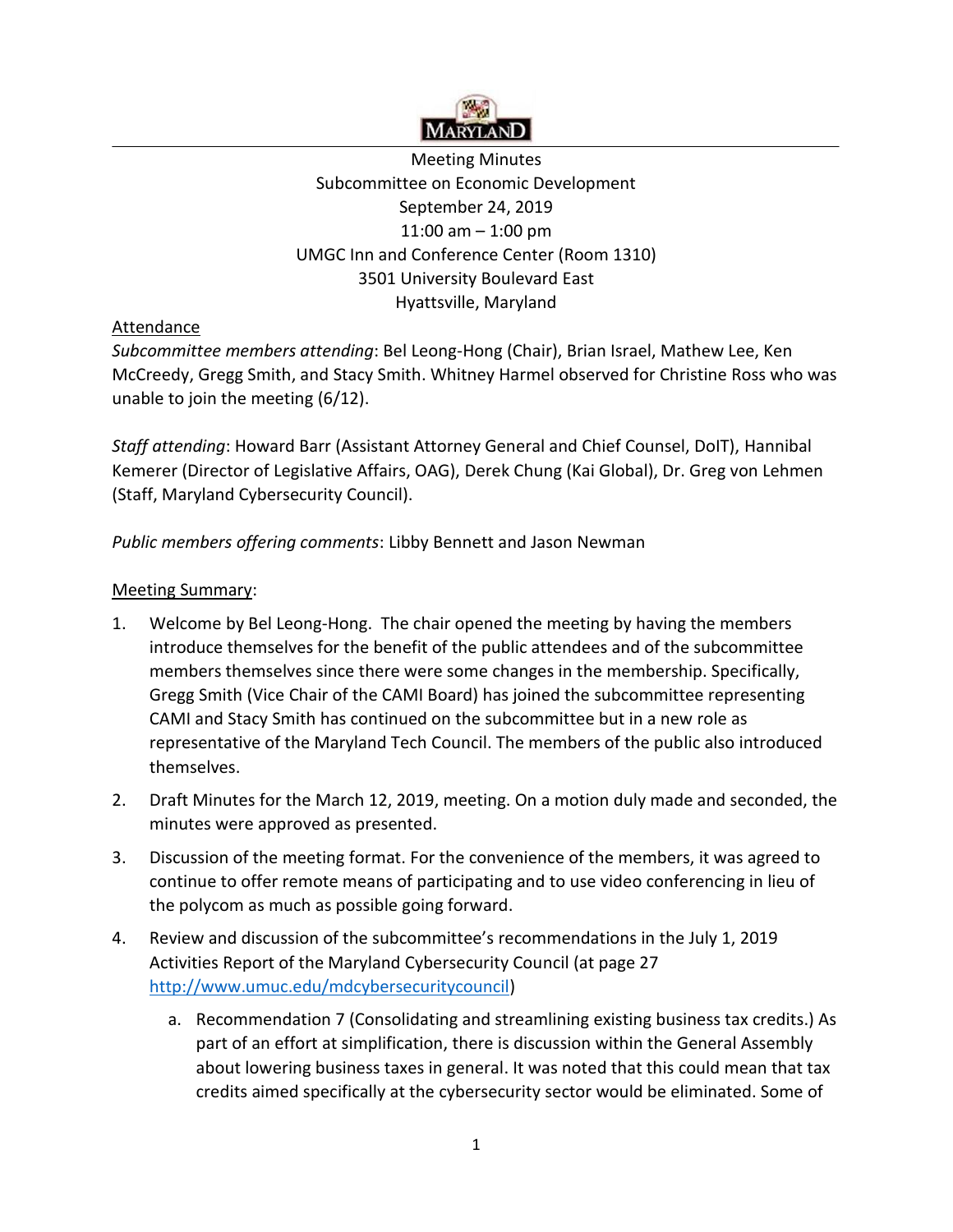MARYLAND

Meeting Minutes
Subcommittee on Economic Development
September 24, 2019
11:00 am – 1:00 pm
UMGC Inn and Conference Center (Room 1310)
3501 University Boulevard East
Hyattsville, Maryland

Attendance

*Subcommittee members attending*: Bel Leong-Hong (Chair), Brian Israel, Mathew Lee, Ken McCreedy, Gregg Smith, and Stacy Smith. Whitney Harmel observed for Christine Ross who was unable to join the meeting (6/12).

*Staff attending*: Howard Barr (Assistant Attorney General and Chief Counsel, DoIT), Hannibal Kemerer (Director of Legislative Affairs, OAG), Derek Chung (Kai Global), Dr. Greg von Lehmen (Staff, Maryland Cybersecurity Council).

*Public members offering comments*: Libby Bennett and Jason Newman

Meeting Summary:

1. Welcome by Bel Leong-Hong. The chair opened the meeting by having the members introduce themselves for the benefit of the public attendees and of the subcommittee members themselves since there were some changes in the membership. Specifically, Gregg Smith (Vice Chair of the CAMI Board) has joined the subcommittee representing CAMI and Stacy Smith has continued on the subcommittee but in a new role as representative of the Maryland Tech Council. The members of the public also introduced themselves.
2. Draft Minutes for the March 12, 2019, meeting. On a motion duly made and seconded, the minutes were approved as presented.
3. Discussion of the meeting format. For the convenience of the members, it was agreed to continue to offer remote means of participating and to use video conferencing in lieu of the polycom as much as possible going forward.
4. Review and discussion of the subcommittee's recommendations in the July 1, 2019 Activities Report of the Maryland Cybersecurity Council (at page 27 http://www.umuc.edu/mdcybersecuritycouncil)
   a. Recommendation 7 (Consolidating and streamlining existing business tax credits.) As part of an effort at simplification, there is discussion within the General Assembly about lowering business taxes in general. It was noted that this could mean that tax credits aimed specifically at the cybersecurity sector would be eliminated. Some of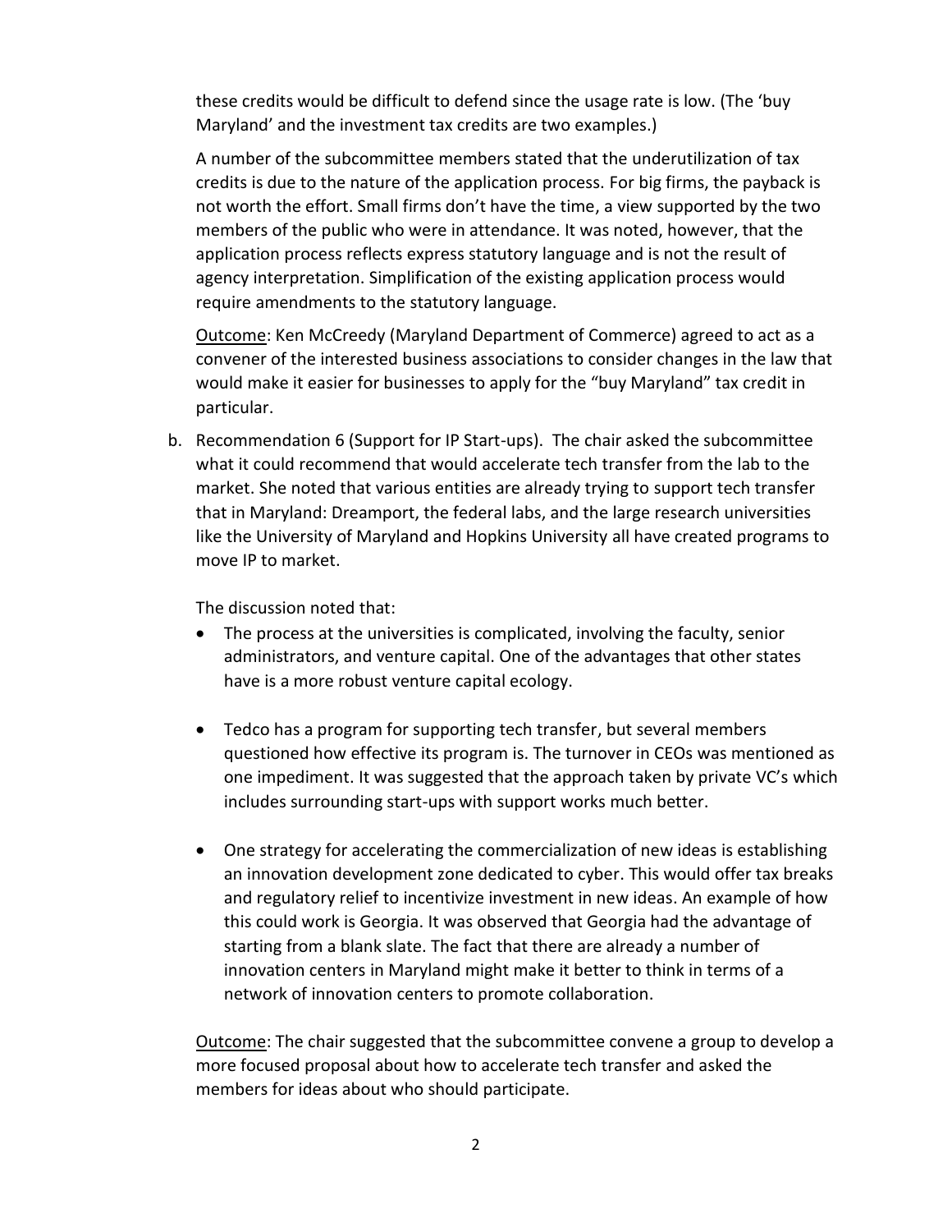these credits would be difficult to defend since the usage rate is low. (The 'buy Maryland' and the investment tax credits are two examples.)

A number of the subcommittee members stated that the underutilization of tax credits is due to the nature of the application process. For big firms, the payback is not worth the effort. Small firms don't have the time, a view supported by the two members of the public who were in attendance. It was noted, however, that the application process reflects express statutory language and is not the result of agency interpretation. Simplification of the existing application process would require amendments to the statutory language.

<u>Outcome</u>: Ken McCreedy (Maryland Department of Commerce) agreed to act as a convener of the interested business associations to consider changes in the law that would make it easier for businesses to apply for the "buy Maryland" tax credit in particular.

b. Recommendation 6 (Support for IP Start-ups). The chair asked the subcommittee what it could recommend that would accelerate tech transfer from the lab to the market. She noted that various entities are already trying to support tech transfer that in Maryland: Dreamport, the federal labs, and the large research universities like the University of Maryland and Hopkins University all have created programs to move IP to market.

   The discussion noted that:

   - The process at the universities is complicated, involving the faculty, senior administrators, and venture capital. One of the advantages that other states have is a more robust venture capital ecology.

   - Tedco has a program for supporting tech transfer, but several members questioned how effective its program is. The turnover in CEOs was mentioned as one impediment. It was suggested that the approach taken by private VC's which includes surrounding start-ups with support works much better.

   - One strategy for accelerating the commercialization of new ideas is establishing an innovation development zone dedicated to cyber. This would offer tax breaks and regulatory relief to incentivize investment in new ideas. An example of how this could work is Georgia. It was observed that Georgia had the advantage of starting from a blank slate. The fact that there are already a number of innovation centers in Maryland might make it better to think in terms of a network of innovation centers to promote collaboration.

   <u>Outcome</u>: The chair suggested that the subcommittee convene a group to develop a more focused proposal about how to accelerate tech transfer and asked the members for ideas about who should participate.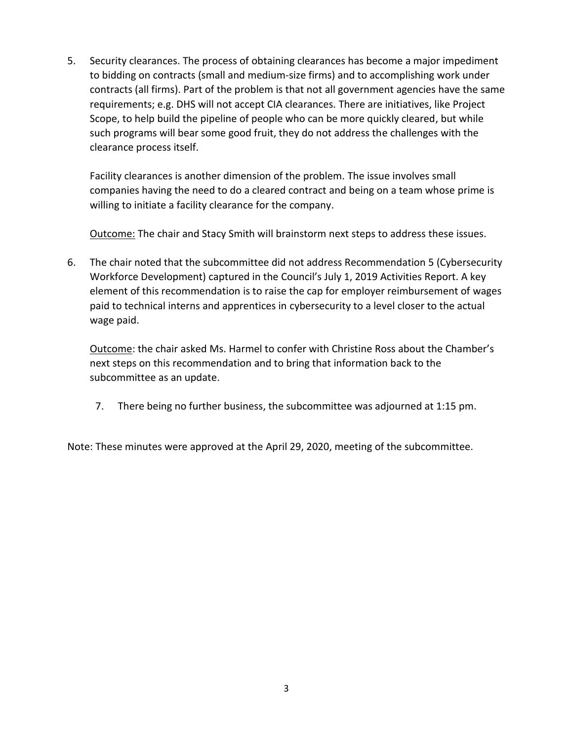5. Security clearances. The process of obtaining clearances has become a major impediment to bidding on contracts (small and medium-size firms) and to accomplishing work under contracts (all firms). Part of the problem is that not all government agencies have the same requirements; e.g. DHS will not accept CIA clearances. There are initiatives, like Project Scope, to help build the pipeline of people who can be more quickly cleared, but while such programs will bear some good fruit, they do not address the challenges with the clearance process itself.

   Facility clearances is another dimension of the problem. The issue involves small companies having the need to do a cleared contract and being on a team whose prime is willing to initiate a facility clearance for the company.

   <u>Outcome:</u> The chair and Stacy Smith will brainstorm next steps to address these issues.

6. The chair noted that the subcommittee did not address Recommendation 5 (Cybersecurity Workforce Development) captured in the Council's July 1, 2019 Activities Report. A key element of this recommendation is to raise the cap for employer reimbursement of wages paid to technical interns and apprentices in cybersecurity to a level closer to the actual wage paid.

   <u>Outcome</u>: the chair asked Ms. Harmel to confer with Christine Ross about the Chamber's next steps on this recommendation and to bring that information back to the subcommittee as an update.

7. There being no further business, the subcommittee was adjourned at 1:15 pm.

Note: These minutes were approved at the April 29, 2020, meeting of the subcommittee.